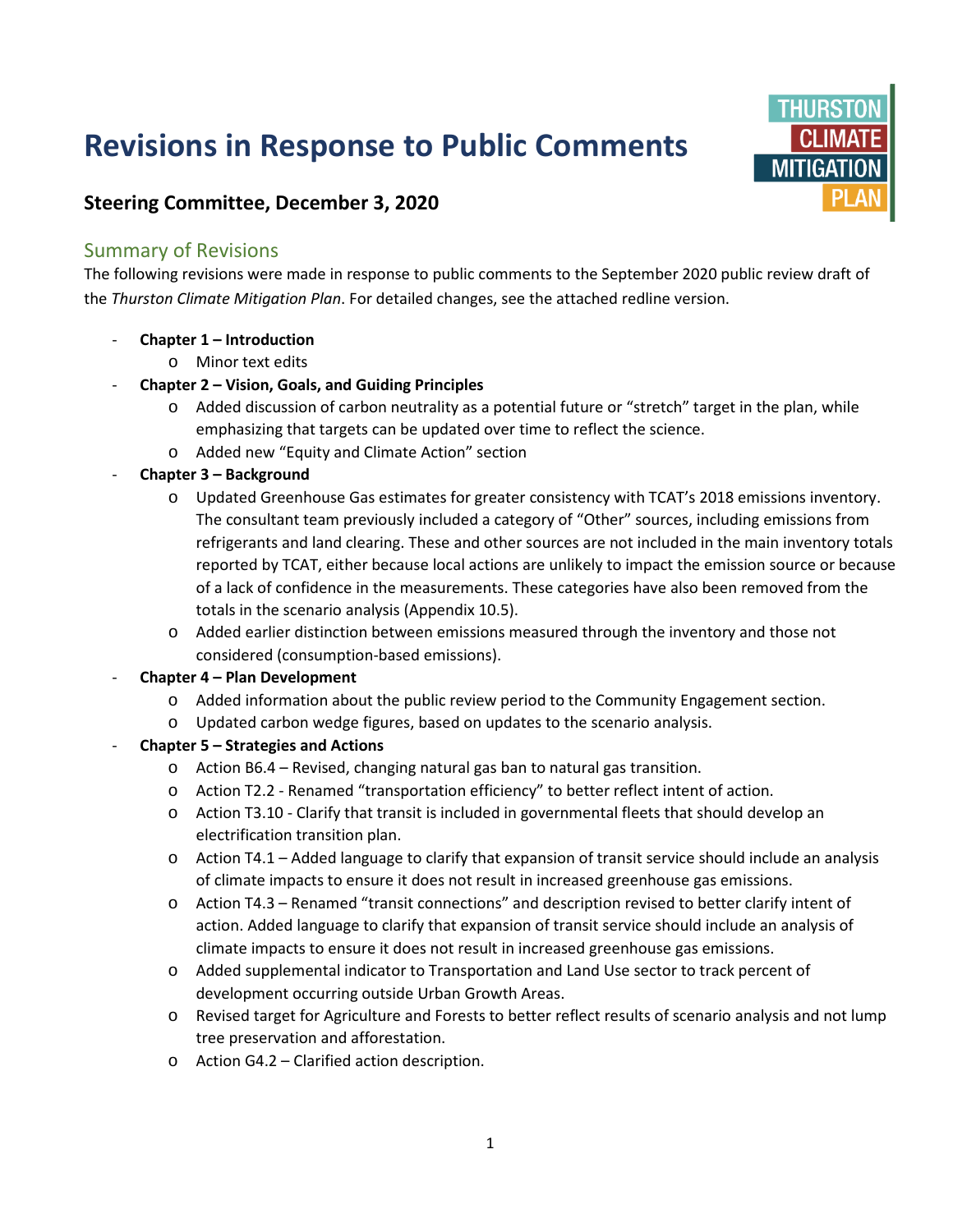# Revisions in Response to Public Comments

THURSTON CLIMATE MITIGATION PLAN

### Steering Committee, December 3, 2020

## Summary of Revisions

The following revisions were made in response to public comments to the September 2020 public review draft of the *Thurston Climate Mitigation Plan*. For detailed changes, see the attached redline version.

- **Chapter 1 – Introduction**
  - Minor text edits
- **Chapter 2 – Vision, Goals, and Guiding Principles**
  - Added discussion of carbon neutrality as a potential future or "stretch" target in the plan, while emphasizing that targets can be updated over time to reflect the science.
  - Added new "Equity and Climate Action" section
- **Chapter 3 – Background**
  - Updated Greenhouse Gas estimates for greater consistency with TCAT's 2018 emissions inventory. The consultant team previously included a category of "Other" sources, including emissions from refrigerants and land clearing. These and other sources are not included in the main inventory totals reported by TCAT, either because local actions are unlikely to impact the emission source or because of a lack of confidence in the measurements. These categories have also been removed from the totals in the scenario analysis (Appendix 10.5).
  - Added earlier distinction between emissions measured through the inventory and those not considered (consumption-based emissions).
- **Chapter 4 – Plan Development**
  - Added information about the public review period to the Community Engagement section.
  - Updated carbon wedge figures, based on updates to the scenario analysis.
- **Chapter 5 – Strategies and Actions**
  - Action B6.4 – Revised, changing natural gas ban to natural gas transition.
  - Action T2.2 - Renamed "transportation efficiency" to better reflect intent of action.
  - Action T3.10 - Clarify that transit is included in governmental fleets that should develop an electrification transition plan.
  - Action T4.1 – Added language to clarify that expansion of transit service should include an analysis of climate impacts to ensure it does not result in increased greenhouse gas emissions.
  - Action T4.3 – Renamed "transit connections" and description revised to better clarify intent of action. Added language to clarify that expansion of transit service should include an analysis of climate impacts to ensure it does not result in increased greenhouse gas emissions.
  - Added supplemental indicator to Transportation and Land Use sector to track percent of development occurring outside Urban Growth Areas.
  - Revised target for Agriculture and Forests to better reflect results of scenario analysis and not lump tree preservation and afforestation.
  - Action G4.2 – Clarified action description.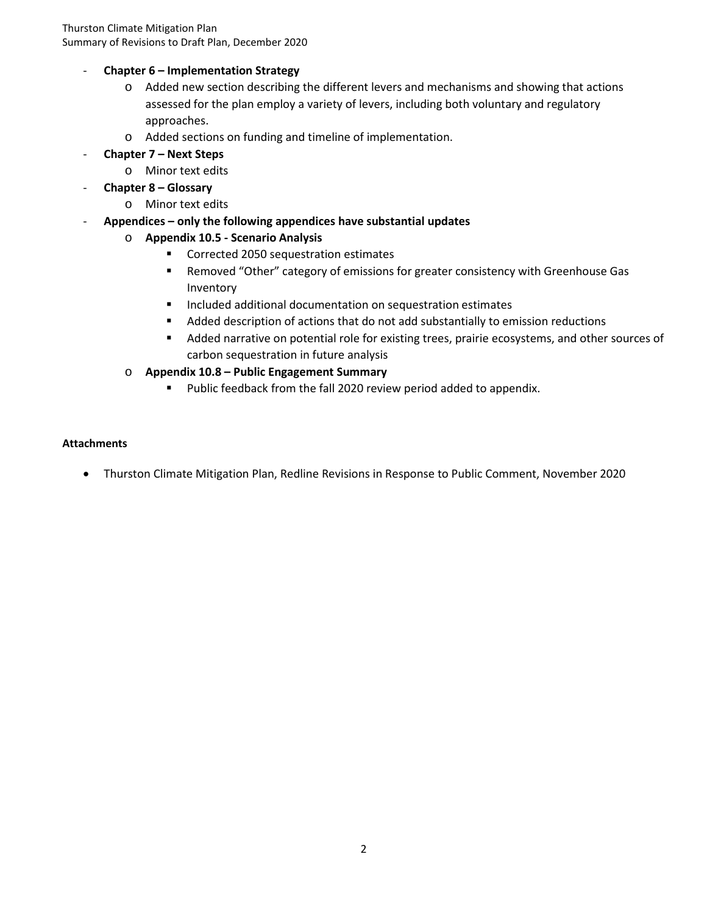- **Chapter 6 – Implementation Strategy**
    - Added new section describing the different levers and mechanisms and showing that actions assessed for the plan employ a variety of levers, including both voluntary and regulatory approaches.
    - Added sections on funding and timeline of implementation.
- **Chapter 7 – Next Steps**
    - Minor text edits
- **Chapter 8 – Glossary**
    - Minor text edits
- **Appendices – only the following appendices have substantial updates**
    - **Appendix 10.5 - Scenario Analysis**
        - Corrected 2050 sequestration estimates
        - Removed "Other" category of emissions for greater consistency with Greenhouse Gas Inventory
        - Included additional documentation on sequestration estimates
        - Added description of actions that do not add substantially to emission reductions
        - Added narrative on potential role for existing trees, prairie ecosystems, and other sources of carbon sequestration in future analysis
    - **Appendix 10.8 – Public Engagement Summary**
        - Public feedback from the fall 2020 review period added to appendix.

**Attachments**

- Thurston Climate Mitigation Plan, Redline Revisions in Response to Public Comment, November 2020